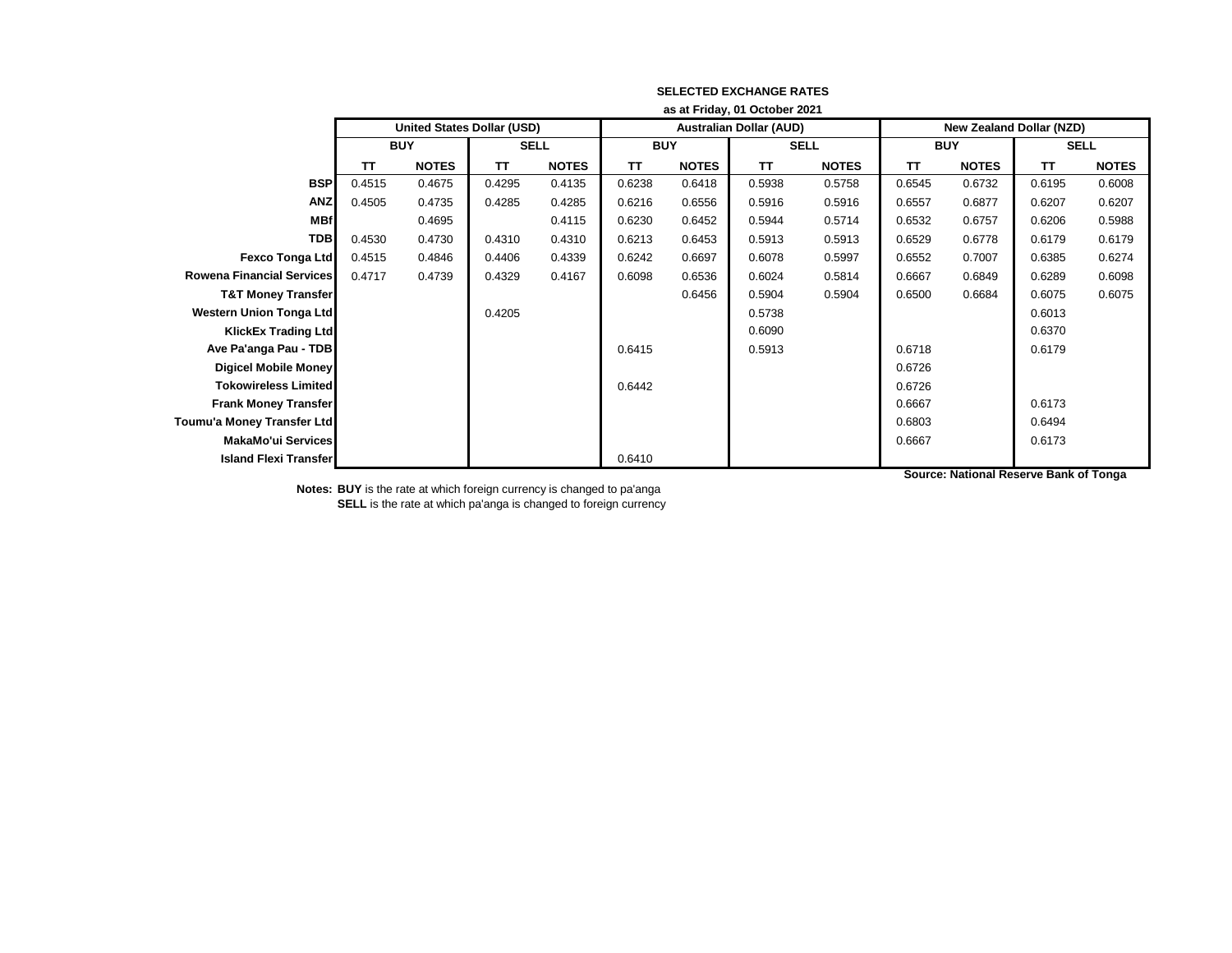**SELECTED EXCHANGE RATES**

**as at Friday, 01 October 2021**

| | United States Dollar (USD) | | | | Australian Dollar (AUD) | | | | New Zealand Dollar (NZD) | | | |
|---|---|---|---|---|---|---|---|---|---|---|---|---|
| | BUY | | SELL | | BUY | | SELL | | BUY | | SELL | |
| | TT | NOTES | TT | NOTES | TT | NOTES | TT | NOTES | TT | NOTES | TT | NOTES |
| **BSP** | 0.4515 | 0.4675 | 0.4295 | 0.4135 | 0.6238 | 0.6418 | 0.5938 | 0.5758 | 0.6545 | 0.6732 | 0.6195 | 0.6008 |
| **ANZ** | 0.4505 | 0.4735 | 0.4285 | 0.4285 | 0.6216 | 0.6556 | 0.5916 | 0.5916 | 0.6557 | 0.6877 | 0.6207 | 0.6207 |
| **MBf** | | 0.4695 | | 0.4115 | 0.6230 | 0.6452 | 0.5944 | 0.5714 | 0.6532 | 0.6757 | 0.6206 | 0.5988 |
| **TDB** | 0.4530 | 0.4730 | 0.4310 | 0.4310 | 0.6213 | 0.6453 | 0.5913 | 0.5913 | 0.6529 | 0.6778 | 0.6179 | 0.6179 |
| **Fexco Tonga Ltd** | 0.4515 | 0.4846 | 0.4406 | 0.4339 | 0.6242 | 0.6697 | 0.6078 | 0.5997 | 0.6552 | 0.7007 | 0.6385 | 0.6274 |
| **Rowena Financial Services** | 0.4717 | 0.4739 | 0.4329 | 0.4167 | 0.6098 | 0.6536 | 0.6024 | 0.5814 | 0.6667 | 0.6849 | 0.6289 | 0.6098 |
| **T&T Money Transfer** | | | | | | 0.6456 | 0.5904 | 0.5904 | 0.6500 | 0.6684 | 0.6075 | 0.6075 |
| **Western Union Tonga Ltd** | | | 0.4205 | | | | 0.5738 | | | | 0.6013 | |
| **KlickEx Trading Ltd** | | | | | | | 0.6090 | | | | 0.6370 | |
| **Ave Pa'anga Pau - TDB** | | | | | 0.6415 | | 0.5913 | | 0.6718 | | 0.6179 | |
| **Digicel Mobile Money** | | | | | | | | | 0.6726 | | | |
| **Tokowireless Limited** | | | | | 0.6442 | | | | 0.6726 | | | |
| **Frank Money Transfer** | | | | | | | | | 0.6667 | | 0.6173 | |
| **Toumu'a Money Transfer Ltd** | | | | | | | | | 0.6803 | | 0.6494 | |
| **MakaMo'ui Services** | | | | | | | | | 0.6667 | | 0.6173 | |
| **Island Flexi Transfer** | | | | | 0.6410 | | | | | | | |

**Source: National Reserve Bank of Tonga**

**Notes:** **BUY** is the rate at which foreign currency is changed to pa'anga
**SELL** is the rate at which pa'anga is changed to foreign currency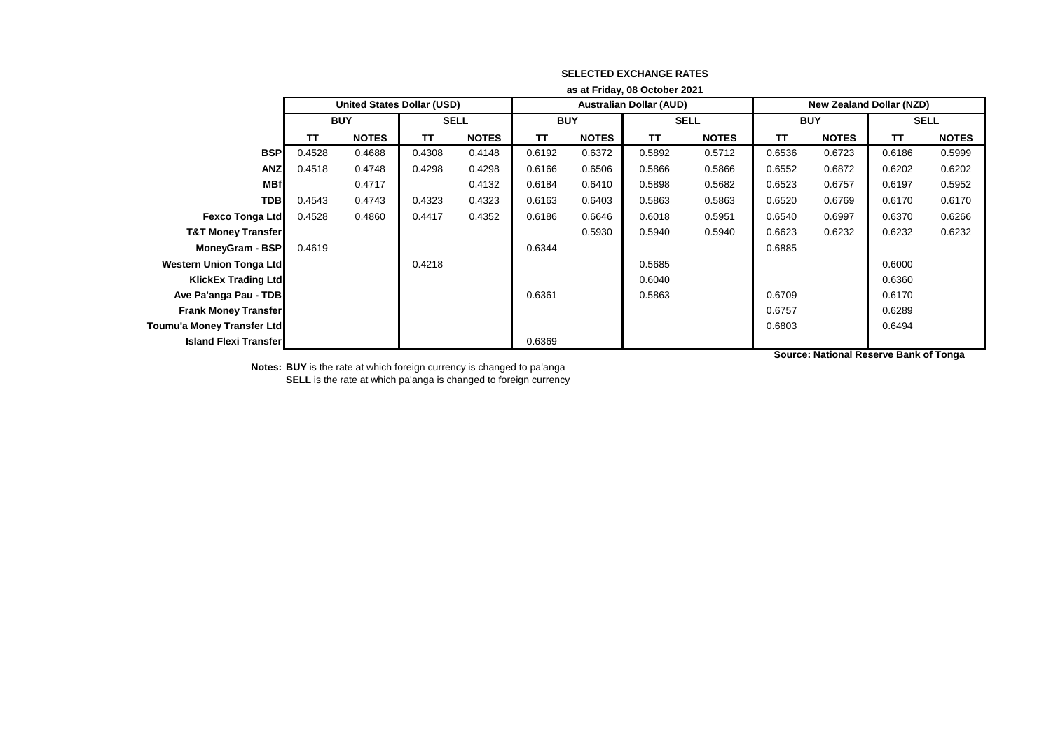# SELECTED EXCHANGE RATES

**as at Friday, 08 October 2021**

| | United States Dollar (USD) | | | | Australian Dollar (AUD) | | | | New Zealand Dollar (NZD) | | | |
|---|---|---|---|---|---|---|---|---|---|---|---|---|
| | BUY | | SELL | | BUY | | SELL | | BUY | | SELL | |
| | TT | NOTES | TT | NOTES | TT | NOTES | TT | NOTES | TT | NOTES | TT | NOTES |
| **BSP** | 0.4528 | 0.4688 | 0.4308 | 0.4148 | 0.6192 | 0.6372 | 0.5892 | 0.5712 | 0.6536 | 0.6723 | 0.6186 | 0.5999 |
| **ANZ** | 0.4518 | 0.4748 | 0.4298 | 0.4298 | 0.6166 | 0.6506 | 0.5866 | 0.5866 | 0.6552 | 0.6872 | 0.6202 | 0.6202 |
| **MBf** | | 0.4717 | | 0.4132 | 0.6184 | 0.6410 | 0.5898 | 0.5682 | 0.6523 | 0.6757 | 0.6197 | 0.5952 |
| **TDB** | 0.4543 | 0.4743 | 0.4323 | 0.4323 | 0.6163 | 0.6403 | 0.5863 | 0.5863 | 0.6520 | 0.6769 | 0.6170 | 0.6170 |
| **Fexco Tonga Ltd** | 0.4528 | 0.4860 | 0.4417 | 0.4352 | 0.6186 | 0.6646 | 0.6018 | 0.5951 | 0.6540 | 0.6997 | 0.6370 | 0.6266 |
| **T&T Money Transfer** | | | | | | 0.5930 | 0.5940 | 0.5940 | 0.6623 | 0.6232 | 0.6232 | 0.6232 |
| **MoneyGram - BSP** | 0.4619 | | | | 0.6344 | | | | 0.6885 | | | |
| **Western Union Tonga Ltd** | | | 0.4218 | | | | 0.5685 | | | | 0.6000 | |
| **KlickEx Trading Ltd** | | | | | | | 0.6040 | | | | 0.6360 | |
| **Ave Pa'anga Pau - TDB** | | | | | 0.6361 | | 0.5863 | | 0.6709 | | 0.6170 | |
| **Frank Money Transfer** | | | | | | | | | 0.6757 | | 0.6289 | |
| **Toumu'a Money Transfer Ltd** | | | | | | | | | 0.6803 | | 0.6494 | |
| **Island Flexi Transfer** | | | | | 0.6369 | | | | | | | |

**Source: National Reserve Bank of Tonga**

**Notes: BUY** is the rate at which foreign currency is changed to pa'anga
**SELL** is the rate at which pa'anga is changed to foreign currency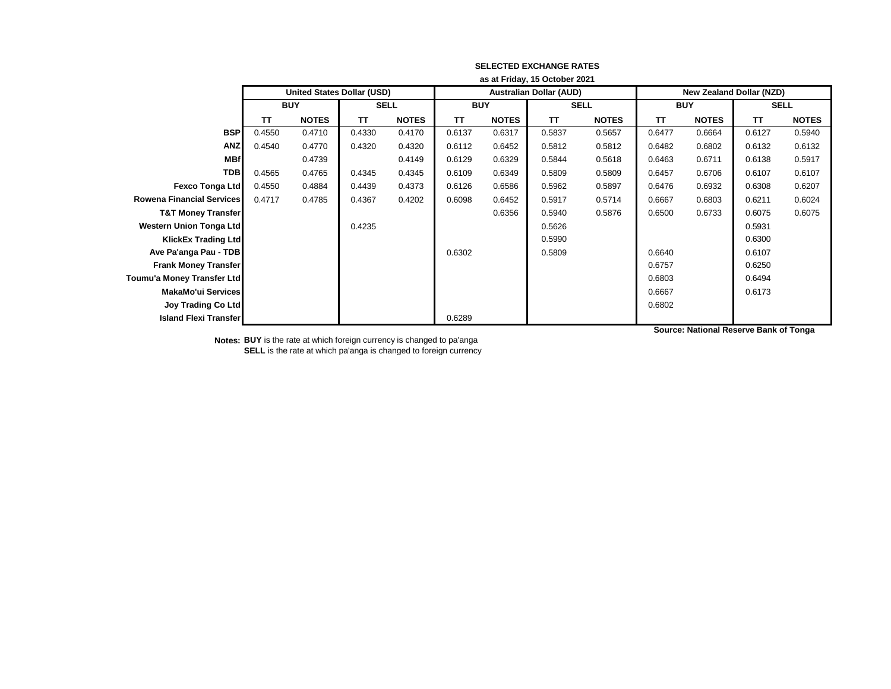**SELECTED EXCHANGE RATES**

**as at Friday, 15 October 2021**

| | United States Dollar (USD) | | | | Australian Dollar (AUD) | | | | New Zealand Dollar (NZD) | | | |
|---|---|---|---|---|---|---|---|---|---|---|---|---|
| | BUY | | SELL | | BUY | | SELL | | BUY | | SELL | |
| | TT | NOTES | TT | NOTES | TT | NOTES | TT | NOTES | TT | NOTES | TT | NOTES |
| **BSP** | 0.4550 | 0.4710 | 0.4330 | 0.4170 | 0.6137 | 0.6317 | 0.5837 | 0.5657 | 0.6477 | 0.6664 | 0.6127 | 0.5940 |
| **ANZ** | 0.4540 | 0.4770 | 0.4320 | 0.4320 | 0.6112 | 0.6452 | 0.5812 | 0.5812 | 0.6482 | 0.6802 | 0.6132 | 0.6132 |
| **MBf** | | 0.4739 | | 0.4149 | 0.6129 | 0.6329 | 0.5844 | 0.5618 | 0.6463 | 0.6711 | 0.6138 | 0.5917 |
| **TDB** | 0.4565 | 0.4765 | 0.4345 | 0.4345 | 0.6109 | 0.6349 | 0.5809 | 0.5809 | 0.6457 | 0.6706 | 0.6107 | 0.6107 |
| **Fexco Tonga Ltd** | 0.4550 | 0.4884 | 0.4439 | 0.4373 | 0.6126 | 0.6586 | 0.5962 | 0.5897 | 0.6476 | 0.6932 | 0.6308 | 0.6207 |
| **Rowena Financial Services** | 0.4717 | 0.4785 | 0.4367 | 0.4202 | 0.6098 | 0.6452 | 0.5917 | 0.5714 | 0.6667 | 0.6803 | 0.6211 | 0.6024 |
| **T&T Money Transfer** | | | | | | 0.6356 | 0.5940 | 0.5876 | 0.6500 | 0.6733 | 0.6075 | 0.6075 |
| **Western Union Tonga Ltd** | | | 0.4235 | | | | 0.5626 | | | | 0.5931 | |
| **KlickEx Trading Ltd** | | | | | | | 0.5990 | | | | 0.6300 | |
| **Ave Pa'anga Pau - TDB** | | | | | 0.6302 | | 0.5809 | | 0.6640 | | 0.6107 | |
| **Frank Money Transfer** | | | | | | | | | 0.6757 | | 0.6250 | |
| **Toumu'a Money Transfer Ltd** | | | | | | | | | 0.6803 | | 0.6494 | |
| **MakaMo'ui Services** | | | | | | | | | 0.6667 | | 0.6173 | |
| **Joy Trading Co Ltd** | | | | | | | | | 0.6802 | | | |
| **Island Flexi Transfer** | | | | | 0.6289 | | | | | | | |

**Source: National Reserve Bank of Tonga**

**Notes:** **BUY** is the rate at which foreign currency is changed to pa'anga
**SELL** is the rate at which pa'anga is changed to foreign currency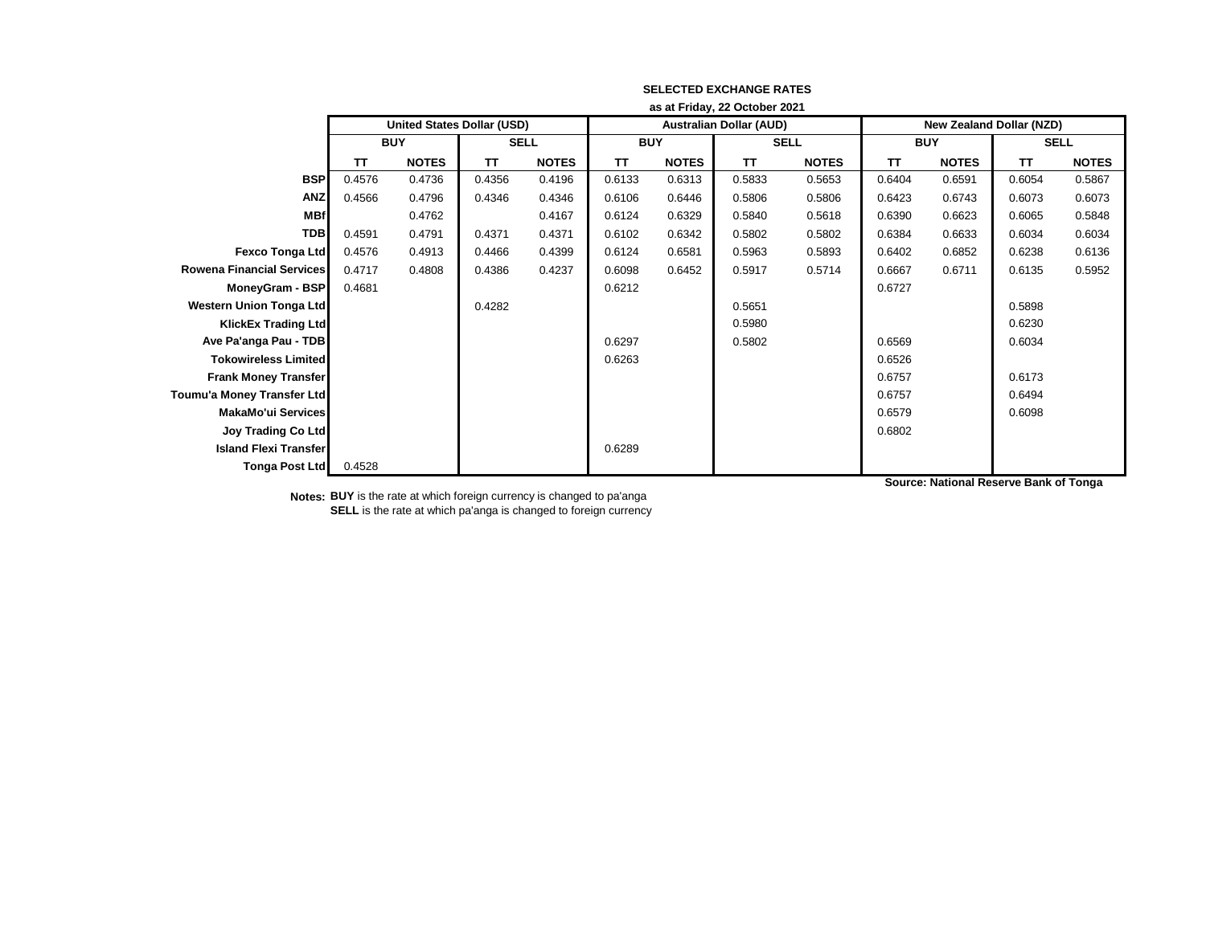**SELECTED EXCHANGE RATES**

**as at Friday, 22 October 2021**

| | United States Dollar (USD) | | | | Australian Dollar (AUD) | | | | New Zealand Dollar (NZD) | | | |
|---|---|---|---|---|---|---|---|---|---|---|---|---|
| | BUY | | SELL | | BUY | | SELL | | BUY | | SELL | |
| | TT | NOTES | TT | NOTES | TT | NOTES | TT | NOTES | TT | NOTES | TT | NOTES |
| **BSP** | 0.4576 | 0.4736 | 0.4356 | 0.4196 | 0.6133 | 0.6313 | 0.5833 | 0.5653 | 0.6404 | 0.6591 | 0.6054 | 0.5867 |
| **ANZ** | 0.4566 | 0.4796 | 0.4346 | 0.4346 | 0.6106 | 0.6446 | 0.5806 | 0.5806 | 0.6423 | 0.6743 | 0.6073 | 0.6073 |
| **MBf** | | 0.4762 | | 0.4167 | 0.6124 | 0.6329 | 0.5840 | 0.5618 | 0.6390 | 0.6623 | 0.6065 | 0.5848 |
| **TDB** | 0.4591 | 0.4791 | 0.4371 | 0.4371 | 0.6102 | 0.6342 | 0.5802 | 0.5802 | 0.6384 | 0.6633 | 0.6034 | 0.6034 |
| **Fexco Tonga Ltd** | 0.4576 | 0.4913 | 0.4466 | 0.4399 | 0.6124 | 0.6581 | 0.5963 | 0.5893 | 0.6402 | 0.6852 | 0.6238 | 0.6136 |
| **Rowena Financial Services** | 0.4717 | 0.4808 | 0.4386 | 0.4237 | 0.6098 | 0.6452 | 0.5917 | 0.5714 | 0.6667 | 0.6711 | 0.6135 | 0.5952 |
| **MoneyGram - BSP** | 0.4681 | | | | 0.6212 | | | | 0.6727 | | | |
| **Western Union Tonga Ltd** | | | 0.4282 | | | | 0.5651 | | | | 0.5898 | |
| **KlickEx Trading Ltd** | | | | | | | 0.5980 | | | | 0.6230 | |
| **Ave Pa'anga Pau - TDB** | | | | | 0.6297 | | 0.5802 | | 0.6569 | | 0.6034 | |
| **Tokowireless Limited** | | | | | 0.6263 | | | | 0.6526 | | | |
| **Frank Money Transfer** | | | | | | | | | 0.6757 | | 0.6173 | |
| **Toumu'a Money Transfer Ltd** | | | | | | | | | 0.6757 | | 0.6494 | |
| **MakaMo'ui Services** | | | | | | | | | 0.6579 | | 0.6098 | |
| **Joy Trading Co Ltd** | | | | | | | | | 0.6802 | | | |
| **Island Flexi Transfer** | | | | | 0.6289 | | | | | | | |
| **Tonga Post Ltd** | 0.4528 | | | | | | | | | | | |

**Source: National Reserve Bank of Tonga**

**Notes:** **BUY** is the rate at which foreign currency is changed to pa'anga
**SELL** is the rate at which pa'anga is changed to foreign currency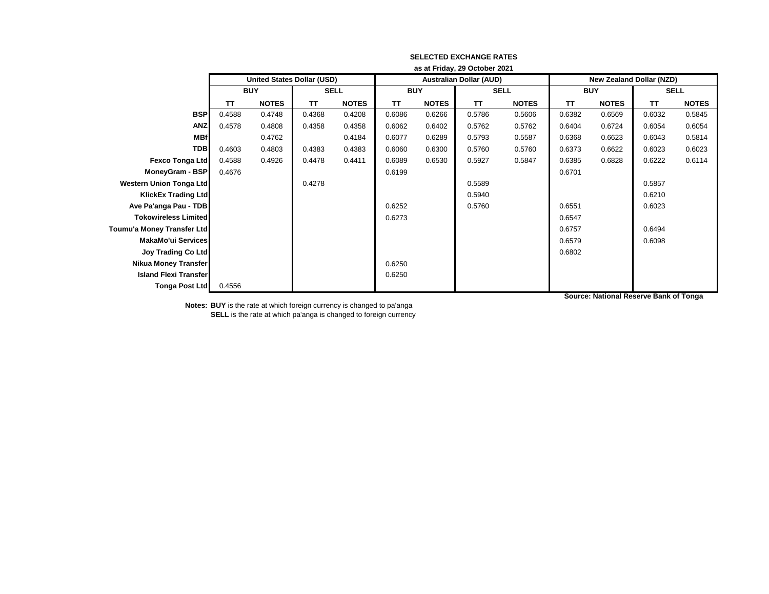**SELECTED EXCHANGE RATES**

**as at Friday, 29 October 2021**

| | United States Dollar (USD) | | | | Australian Dollar (AUD) | | | | New Zealand Dollar (NZD) | | | |
|---|---|---|---|---|---|---|---|---|---|---|---|---|
| | BUY | | SELL | | BUY | | SELL | | BUY | | SELL | |
| | TT | NOTES | TT | NOTES | TT | NOTES | TT | NOTES | TT | NOTES | TT | NOTES |
| **BSP** | 0.4588 | 0.4748 | 0.4368 | 0.4208 | 0.6086 | 0.6266 | 0.5786 | 0.5606 | 0.6382 | 0.6569 | 0.6032 | 0.5845 |
| **ANZ** | 0.4578 | 0.4808 | 0.4358 | 0.4358 | 0.6062 | 0.6402 | 0.5762 | 0.5762 | 0.6404 | 0.6724 | 0.6054 | 0.6054 |
| **MBf** | | 0.4762 | | 0.4184 | 0.6077 | 0.6289 | 0.5793 | 0.5587 | 0.6368 | 0.6623 | 0.6043 | 0.5814 |
| **TDB** | 0.4603 | 0.4803 | 0.4383 | 0.4383 | 0.6060 | 0.6300 | 0.5760 | 0.5760 | 0.6373 | 0.6622 | 0.6023 | 0.6023 |
| **Fexco Tonga Ltd** | 0.4588 | 0.4926 | 0.4478 | 0.4411 | 0.6089 | 0.6530 | 0.5927 | 0.5847 | 0.6385 | 0.6828 | 0.6222 | 0.6114 |
| **MoneyGram - BSP** | 0.4676 | | | | 0.6199 | | | | 0.6701 | | | |
| **Western Union Tonga Ltd** | | | 0.4278 | | | | 0.5589 | | | | 0.5857 | |
| **KlickEx Trading Ltd** | | | | | | | 0.5940 | | | | 0.6210 | |
| **Ave Pa'anga Pau - TDB** | | | | | 0.6252 | | 0.5760 | | 0.6551 | | 0.6023 | |
| **Tokowireless Limited** | | | | | 0.6273 | | | | 0.6547 | | | |
| **Toumu'a Money Transfer Ltd** | | | | | | | | | 0.6757 | | 0.6494 | |
| **MakaMo'ui Services** | | | | | | | | | 0.6579 | | 0.6098 | |
| **Joy Trading Co Ltd** | | | | | | | | | 0.6802 | | | |
| **Nikua Money Transfer** | | | | | 0.6250 | | | | | | | |
| **Island Flexi Transfer** | | | | | 0.6250 | | | | | | | |
| **Tonga Post Ltd** | 0.4556 | | | | | | | | | | | |

**Source: National Reserve Bank of Tonga**

**Notes:** **BUY** is the rate at which foreign currency is changed to pa'anga
**SELL** is the rate at which pa'anga is changed to foreign currency